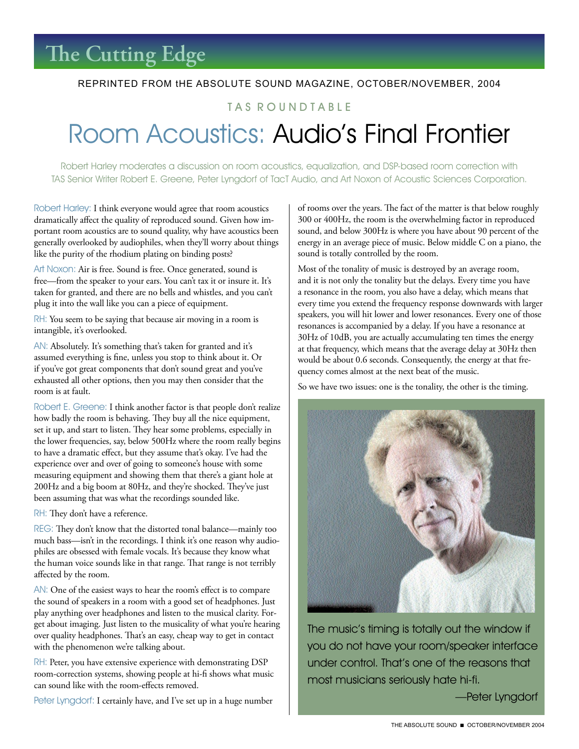# The Cutting Edge

REPRINTED FROM tHE ABSOLUTE SOUND MAGAZINE, OCTOBER/NOVEMBER, 2004

TAS ROUNDTABLE

## Room Acoustics: Audio's Final Frontier

Robert Harley moderates a discussion on room acoustics, equalization, and DSP-based room correction with TAS Senior Writer Robert E. Greene, Peter Lyngdorf of TacT Audio, and Art Noxon of Acoustic Sciences Corporation.

Robert Harley: I think everyone would agree that room acoustics dramatically affect the quality of reproduced sound. Given how important room acoustics are to sound quality, why have acoustics been generally overlooked by audiophiles, when they'll worry about things like the purity of the rhodium plating on binding posts?

Art Noxon: Air is free. Sound is free. Once generated, sound is free—from the speaker to your ears. You can't tax it or insure it. It's taken for granted, and there are no bells and whistles, and you can't plug it into the wall like you can a piece of equipment.

RH: You seem to be saying that because air moving in a room is intangible, it's overlooked.

AN: Absolutely. It's something that's taken for granted and it's assumed everything is fine, unless you stop to think about it. Or if you've got great components that don't sound great and you've exhausted all other options, then you may then consider that the room is at fault.

Robert E. Greene: I think another factor is that people don't realize how badly the room is behaving. They buy all the nice equipment, set it up, and start to listen. They hear some problems, especially in the lower frequencies, say, below 500Hz where the room really begins to have a dramatic effect, but they assume that's okay. I've had the experience over and over of going to someone's house with some measuring equipment and showing them that there's a giant hole at 200Hz and a big boom at 80Hz, and they're shocked. They've just been assuming that was what the recordings sounded like.

RH: They don't have a reference.

REG: They don't know that the distorted tonal balance—mainly too much bass—isn't in the recordings. I think it's one reason why audiophiles are obsessed with female vocals. It's because they know what the human voice sounds like in that range. That range is not terribly affected by the room.

AN: One of the easiest ways to hear the room's effect is to compare the sound of speakers in a room with a good set of headphones. Just play anything over headphones and listen to the musical clarity. Forget about imaging. Just listen to the musicality of what you're hearing over quality headphones. That's an easy, cheap way to get in contact with the phenomenon we're talking about.

RH: Peter, you have extensive experience with demonstrating DSP room-correction systems, showing people at hi-fi shows what music can sound like with the room-effects removed.

Peter Lyngdorf: I certainly have, and I've set up in a huge number of rooms over the years. The fact of the matter is that below roughly 300 or 400Hz, the room is the overwhelming factor in reproduced sound, and below 300Hz is where you have about 90 percent of the energy in an average piece of music. Below middle C on a piano, the sound is totally controlled by the room.

Most of the tonality of music is destroyed by an average room, and it is not only the tonality but the delays. Every time you have a resonance in the room, you also have a delay, which means that every time you extend the frequency response downwards with larger speakers, you will hit lower and lower resonances. Every one of those resonances is accompanied by a delay. If you have a resonance at 30Hz of 10dB, you are actually accumulating ten times the energy at that frequency, which means that the average delay at 30Hz then would be about 0.6 seconds. Consequently, the energy at that frequency comes almost at the next beat of the music.

So we have two issues: one is the tonality, the other is the timing.

> The music's timing is totally out the window if you do not have your room/speaker interface under control. That's one of the reasons that most musicians seriously hate hi-fi.
>
> —Peter Lyngdorf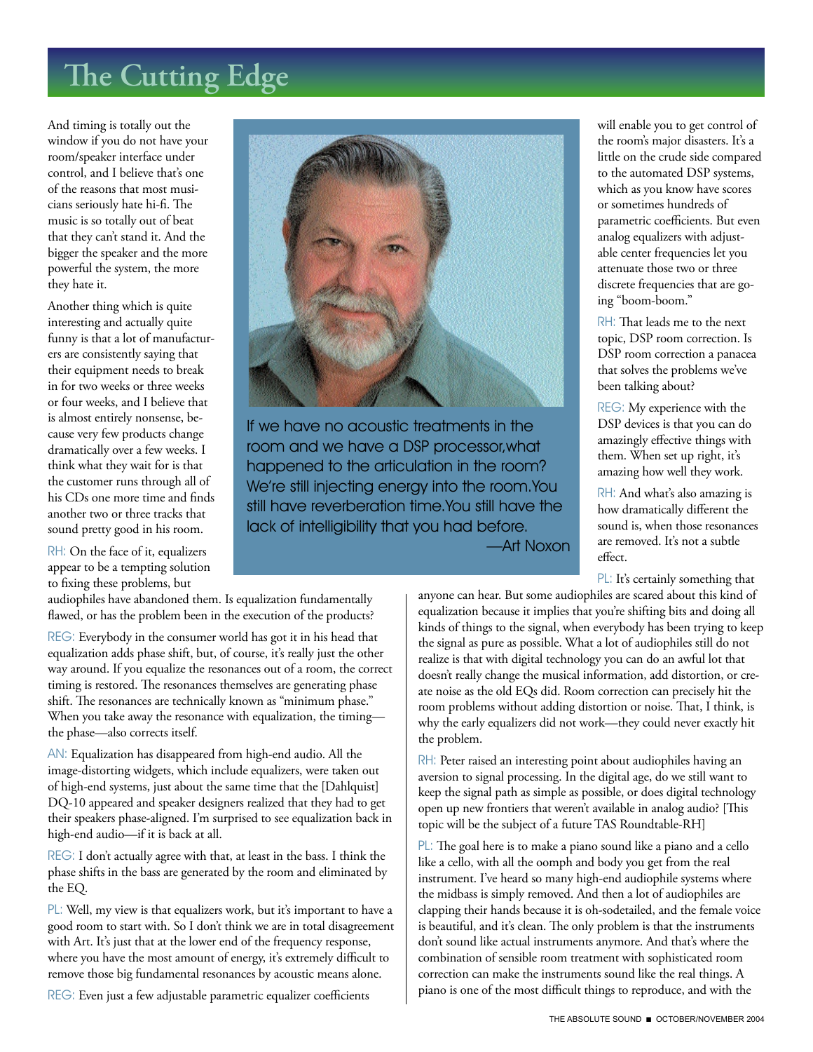And timing is totally out the window if you do not have your room/speaker interface under control, and I believe that's one of the reasons that most musicians seriously hate hi-fi. The music is so totally out of beat that they can't stand it. And the bigger the speaker and the more powerful the system, the more they hate it.

Another thing which is quite interesting and actually quite funny is that a lot of manufacturers are consistently saying that their equipment needs to break in for two weeks or three weeks or four weeks, and I believe that is almost entirely nonsense, because very few products change dramatically over a few weeks. I think what they wait for is that the customer runs through all of his CDs one more time and finds another two or three tracks that sound pretty good in his room.

If we have no acoustic treatments in the room and we have a DSP processor, what happened to the articulation in the room? We're still injecting energy into the room. You still have reverberation time. You still have the lack of intelligibility that you had before.
—Art Noxon

RH: On the face of it, equalizers appear to be a tempting solution to fixing these problems, but audiophiles have abandoned them. Is equalization fundamentally flawed, or has the problem been in the execution of the products?

REG: Everybody in the consumer world has got it in his head that equalization adds phase shift, but, of course, it's really just the other way around. If you equalize the resonances out of a room, the correct timing is restored. The resonances themselves are generating phase shift. The resonances are technically known as "minimum phase." When you take away the resonance with equalization, the timing—the phase—also corrects itself.

AN: Equalization has disappeared from high-end audio. All the image-distorting widgets, which include equalizers, were taken out of high-end systems, just about the same time that the [Dahlquist] DQ-10 appeared and speaker designers realized that they had to get their speakers phase-aligned. I'm surprised to see equalization back in high-end audio—if it is back at all.

REG: I don't actually agree with that, at least in the bass. I think the phase shifts in the bass are generated by the room and eliminated by the EQ.

PL: Well, my view is that equalizers work, but it's important to have a good room to start with. So I don't think we are in total disagreement with Art. It's just that at the lower end of the frequency response, where you have the most amount of energy, it's extremely difficult to remove those big fundamental resonances by acoustic means alone.

REG: Even just a few adjustable parametric equalizer coefficients will enable you to get control of the room's major disasters. It's a little on the crude side compared to the automated DSP systems, which as you know have scores or sometimes hundreds of parametric coefficients. But even analog equalizers with adjustable center frequencies let you attenuate those two or three discrete frequencies that are going "boom-boom."

RH: That leads me to the next topic, DSP room correction. Is DSP room correction a panacea that solves the problems we've been talking about?

REG: My experience with the DSP devices is that you can do amazingly effective things with them. When set up right, it's amazing how well they work.

RH: And what's also amazing is how dramatically different the sound is, when those resonances are removed. It's not a subtle effect.

PL: It's certainly something that anyone can hear. But some audiophiles are scared about this kind of equalization because it implies that you're shifting bits and doing all kinds of things to the signal, when everybody has been trying to keep the signal as pure as possible. What a lot of audiophiles still do not realize is that with digital technology you can do an awful lot that doesn't really change the musical information, add distortion, or create noise as the old EQs did. Room correction can precisely hit the room problems without adding distortion or noise. That, I think, is why the early equalizers did not work—they could never exactly hit the problem.

RH: Peter raised an interesting point about audiophiles having an aversion to signal processing. In the digital age, do we still want to keep the signal path as simple as possible, or does digital technology open up new frontiers that weren't available in analog audio? [This topic will be the subject of a future TAS Roundtable-RH]

PL: The goal here is to make a piano sound like a piano and a cello like a cello, with all the oomph and body you get from the real instrument. I've heard so many high-end audiophile systems where the midbass is simply removed. And then a lot of audiophiles are clapping their hands because it is oh-sodetailed, and the female voice is beautiful, and it's clean. The only problem is that the instruments don't sound like actual instruments anymore. And that's where the combination of sensible room treatment with sophisticated room correction can make the instruments sound like the real things. A piano is one of the most difficult things to reproduce, and with the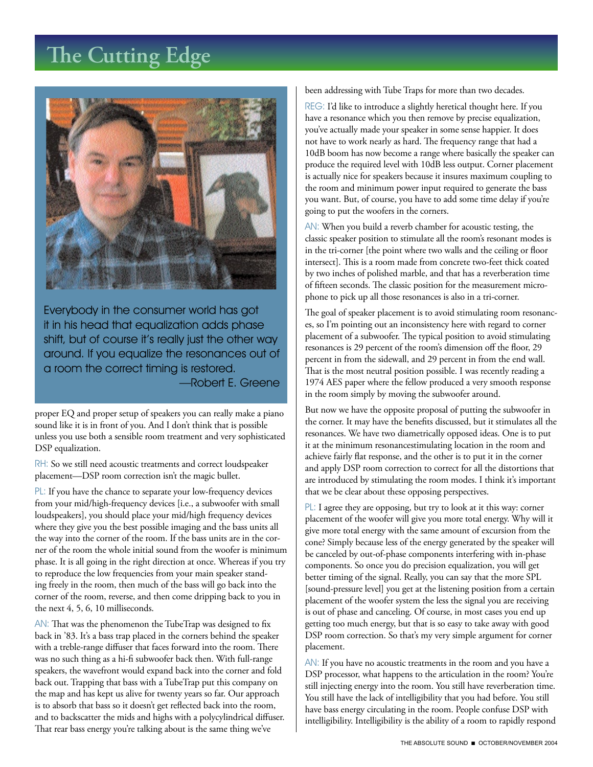> Everybody in the consumer world has got it in his head that equalization adds phase shift, but of course it's really just the other way around. If you equalize the resonances out of a room the correct timing is restored.
> —Robert E. Greene

proper EQ and proper setup of speakers you can really make a piano sound like it is in front of you. And I don't think that is possible unless you use both a sensible room treatment and very sophisticated DSP equalization.

RH: So we still need acoustic treatments and correct loudspeaker placement—DSP room correction isn't the magic bullet.

PL: If you have the chance to separate your low-frequency devices from your mid/high-frequency devices [i.e., a subwoofer with small loudspeakers], you should place your mid/high frequency devices where they give you the best possible imaging and the bass units all the way into the corner of the room. If the bass units are in the corner of the room the whole initial sound from the woofer is minimum phase. It is all going in the right direction at once. Whereas if you try to reproduce the low frequencies from your main speaker standing freely in the room, then much of the bass will go back into the corner of the room, reverse, and then come dripping back to you in the next 4, 5, 6, 10 milliseconds.

AN: That was the phenomenon the TubeTrap was designed to fix back in '83. It's a bass trap placed in the corners behind the speaker with a treble-range diffuser that faces forward into the room. There was no such thing as a hi-fi subwoofer back then. With full-range speakers, the wavefront would expand back into the corner and fold back out. Trapping that bass with a TubeTrap put this company on the map and has kept us alive for twenty years so far. Our approach is to absorb that bass so it doesn't get reflected back into the room, and to backscatter the mids and highs with a polycylindrical diffuser. That rear bass energy you're talking about is the same thing we've been addressing with Tube Traps for more than two decades.

REG: I'd like to introduce a slightly heretical thought here. If you have a resonance which you then remove by precise equalization, you've actually made your speaker in some sense happier. It does not have to work nearly as hard. The frequency range that had a 10dB boom has now become a range where basically the speaker can produce the required level with 10dB less output. Corner placement is actually nice for speakers because it insures maximum coupling to the room and minimum power input required to generate the bass you want. But, of course, you have to add some time delay if you're going to put the woofers in the corners.

AN: When you build a reverb chamber for acoustic testing, the classic speaker position to stimulate all the room's resonant modes is in the tri-corner [the point where two walls and the ceiling or floor intersect]. This is a room made from concrete two-feet thick coated by two inches of polished marble, and that has a reverberation time of fifteen seconds. The classic position for the measurement microphone to pick up all those resonances is also in a tri-corner.

The goal of speaker placement is to avoid stimulating room resonances, so I'm pointing out an inconsistency here with regard to corner placement of a subwoofer. The typical position to avoid stimulating resonances is 29 percent of the room's dimension off the floor, 29 percent in from the sidewall, and 29 percent in from the end wall. That is the most neutral position possible. I was recently reading a 1974 AES paper where the fellow produced a very smooth response in the room simply by moving the subwoofer around.

But now we have the opposite proposal of putting the subwoofer in the corner. It may have the benefits discussed, but it stimulates all the resonances. We have two diametrically opposed ideas. One is to put it at the minimum resonancestimulating location in the room and achieve fairly flat response, and the other is to put it in the corner and apply DSP room correction to correct for all the distortions that are introduced by stimulating the room modes. I think it's important that we be clear about these opposing perspectives.

PL: I agree they are opposing, but try to look at it this way: corner placement of the woofer will give you more total energy. Why will it give more total energy with the same amount of excursion from the cone? Simply because less of the energy generated by the speaker will be canceled by out-of-phase components interfering with in-phase components. So once you do precision equalization, you will get better timing of the signal. Really, you can say that the more SPL [sound-pressure level] you get at the listening position from a certain placement of the woofer system the less the signal you are receiving is out of phase and canceling. Of course, in most cases you end up getting too much energy, but that is so easy to take away with good DSP room correction. So that's my very simple argument for corner placement.

AN: If you have no acoustic treatments in the room and you have a DSP processor, what happens to the articulation in the room? You're still injecting energy into the room. You still have reverberation time. You still have the lack of intelligibility that you had before. You still have bass energy circulating in the room. People confuse DSP with intelligibility. Intelligibility is the ability of a room to rapidly respond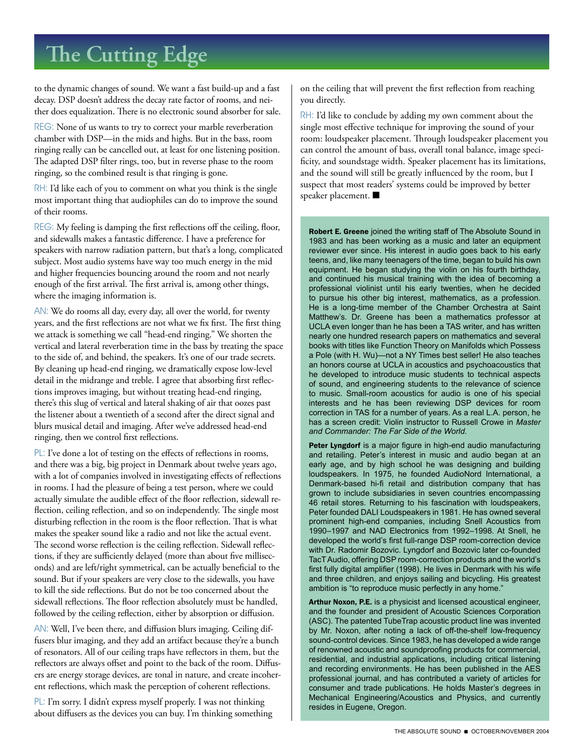to the dynamic changes of sound. We want a fast build-up and a fast decay. DSP doesn't address the decay rate factor of rooms, and neither does equalization. There is no electronic sound absorber for sale.

REG: None of us wants to try to correct your marble reverberation chamber with DSP—in the mids and highs. But in the bass, room ringing really can be cancelled out, at least for one listening position. The adapted DSP filter rings, too, but in reverse phase to the room ringing, so the combined result is that ringing is gone.

RH: I'd like each of you to comment on what you think is the single most important thing that audiophiles can do to improve the sound of their rooms.

REG: My feeling is damping the first reflections off the ceiling, floor, and sidewalls makes a fantastic difference. I have a preference for speakers with narrow radiation pattern, but that's a long, complicated subject. Most audio systems have way too much energy in the mid and higher frequencies bouncing around the room and not nearly enough of the first arrival. The first arrival is, among other things, where the imaging information is.

AN: We do rooms all day, every day, all over the world, for twenty years, and the first reflections are not what we fix first. The first thing we attack is something we call "head-end ringing." We shorten the vertical and lateral reverberation time in the bass by treating the space to the side of, and behind, the speakers. It's one of our trade secrets. By cleaning up head-end ringing, we dramatically expose low-level detail in the midrange and treble. I agree that absorbing first reflections improves imaging, but without treating head-end ringing, there's this slug of vertical and lateral shaking of air that oozes past the listener about a twentieth of a second after the direct signal and blurs musical detail and imaging. After we've addressed head-end ringing, then we control first reflections.

PL: I've done a lot of testing on the effects of reflections in rooms, and there was a big, big project in Denmark about twelve years ago, with a lot of companies involved in investigating effects of reflections in rooms. I had the pleasure of being a test person, where we could actually simulate the audible effect of the floor reflection, sidewall reflection, ceiling reflection, and so on independently. The single most disturbing reflection in the room is the floor reflection. That is what makes the speaker sound like a radio and not like the actual event. The second worse reflection is the ceiling reflection. Sidewall reflections, if they are sufficiently delayed (more than about five milliseconds) and are left/right symmetrical, can be actually beneficial to the sound. But if your speakers are very close to the sidewalls, you have to kill the side reflections. But do not be too concerned about the sidewall reflections. The floor reflection absolutely must be handled, followed by the ceiling reflection, either by absorption or diffusion.

AN: Well, I've been there, and diffusion blurs imaging. Ceiling diffusers blur imaging, and they add an artifact because they're a bunch of resonators. All of our ceiling traps have reflectors in them, but the reflectors are always offset and point to the back of the room. Diffusers are energy storage devices, are tonal in nature, and create incoherent reflections, which mask the perception of coherent reflections.

PL: I'm sorry. I didn't express myself properly. I was not thinking about diffusers as the devices you can buy. I'm thinking something on the ceiling that will prevent the first reflection from reaching you directly.

RH: I'd like to conclude by adding my own comment about the single most effective technique for improving the sound of your room: loudspeaker placement. Through loudspeaker placement you can control the amount of bass, overall tonal balance, image specificity, and soundstage width. Speaker placement has its limitations, and the sound will still be greatly influenced by the room, but I suspect that most readers' systems could be improved by better speaker placement. ■

**Robert E. Greene** joined the writing staff of The Absolute Sound in 1983 and has been working as a music and later an equipment reviewer ever since. His interest in audio goes back to his early teens, and, like many teenagers of the time, began to build his own equipment. He began studying the violin on his fourth birthday, and continued his musical training with the idea of becoming a professional violinist until his early twenties, when he decided to pursue his other big interest, mathematics, as a profession. He is a long-time member of the Chamber Orchestra at Saint Matthew's. Dr. Greene has been a mathematics professor at UCLA even longer than he has been a TAS writer, and has written nearly one hundred research papers on mathematics and several books with titles like Function Theory on Manifolds which Possess a Pole (with H. Wu)—not a NY Times best seller! He also teaches an honors course at UCLA in acoustics and psychoacoustics that he developed to introduce music students to technical aspects of sound, and engineering students to the relevance of science to music. Small-room acoustics for audio is one of his special interests and he has been reviewing DSP devices for room correction in TAS for a number of years. As a real L.A. person, he has a screen credit: Violin instructor to Russell Crowe in *Master and Commander: The Far Side of the World.*

**Peter Lyngdorf** is a major figure in high-end audio manufacturing and retailing. Peter's interest in music and audio began at an early age, and by high school he was designing and building loudspeakers. In 1975, he founded AudioNord International, a Denmark-based hi-fi retail and distribution company that has grown to include subsidiaries in seven countries encompassing 46 retail stores. Returning to his fascination with loudspeakers, Peter founded DALI Loudspeakers in 1981. He has owned several prominent high-end companies, including Snell Acoustics from 1990–1997 and NAD Electronics from 1992–1998. At Snell, he developed the world's first full-range DSP room-correction device with Dr. Radomir Bozovic. Lyngdorf and Bozovic later co-founded TacT Audio, offering DSP room-correction products and the world's first fully digital amplifier (1998). He lives in Denmark with his wife and three children, and enjoys sailing and bicycling. His greatest ambition is "to reproduce music perfectly in any home."

**Arthur Noxon, P.E.** is a physicist and licensed acoustical engineer, and the founder and president of Acoustic Sciences Corporation (ASC). The patented TubeTrap acoustic product line was invented by Mr. Noxon, after noting a lack of off-the-shelf low-frequency sound-control devices. Since 1983, he has developed a wide range of renowned acoustic and soundproofing products for commercial, residential, and industrial applications, including critical listening and recording environments. He has been published in the AES professional journal, and has contributed a variety of articles for consumer and trade publications. He holds Master's degrees in Mechanical Engineering/Acoustics and Physics, and currently resides in Eugene, Oregon.